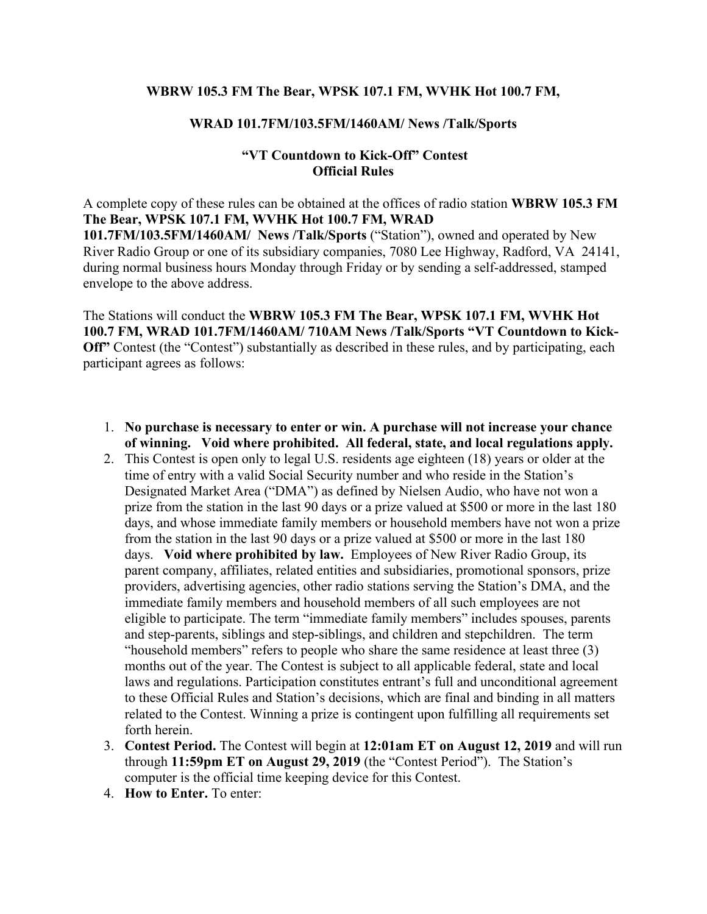**WBRW 105.3 FM The Bear, WPSK 107.1 FM, WVHK Hot 100.7 FM,**

**WRAD 101.7FM/103.5FM/1460AM/ News /Talk/Sports**

**"VT Countdown to Kick-Off" Contest**
**Official Rules**

A complete copy of these rules can be obtained at the offices of radio station **WBRW 105.3 FM The Bear, WPSK 107.1 FM, WVHK Hot 100.7 FM, WRAD 101.7FM/103.5FM/1460AM/ News /Talk/Sports** ("Station"), owned and operated by New River Radio Group or one of its subsidiary companies, 7080 Lee Highway, Radford, VA 24141, during normal business hours Monday through Friday or by sending a self-addressed, stamped envelope to the above address.

The Stations will conduct the **WBRW 105.3 FM The Bear, WPSK 107.1 FM, WVHK Hot 100.7 FM, WRAD 101.7FM/1460AM/ 710AM News /Talk/Sports "VT Countdown to Kick-Off"** Contest (the "Contest") substantially as described in these rules, and by participating, each participant agrees as follows:

1. **No purchase is necessary to enter or win. A purchase will not increase your chance of winning. Void where prohibited. All federal, state, and local regulations apply.**
2. This Contest is open only to legal U.S. residents age eighteen (18) years or older at the time of entry with a valid Social Security number and who reside in the Station's Designated Market Area ("DMA") as defined by Nielsen Audio, who have not won a prize from the station in the last 90 days or a prize valued at $500 or more in the last 180 days, and whose immediate family members or household members have not won a prize from the station in the last 90 days or a prize valued at $500 or more in the last 180 days. **Void where prohibited by law.** Employees of New River Radio Group, its parent company, affiliates, related entities and subsidiaries, promotional sponsors, prize providers, advertising agencies, other radio stations serving the Station's DMA, and the immediate family members and household members of all such employees are not eligible to participate. The term "immediate family members" includes spouses, parents and step-parents, siblings and step-siblings, and children and stepchildren. The term "household members" refers to people who share the same residence at least three (3) months out of the year. The Contest is subject to all applicable federal, state and local laws and regulations. Participation constitutes entrant's full and unconditional agreement to these Official Rules and Station's decisions, which are final and binding in all matters related to the Contest. Winning a prize is contingent upon fulfilling all requirements set forth herein.
3. **Contest Period.** The Contest will begin at **12:01am ET on August 12, 2019** and will run through **11:59pm ET on August 29, 2019** (the "Contest Period"). The Station's computer is the official time keeping device for this Contest.
4. **How to Enter.** To enter: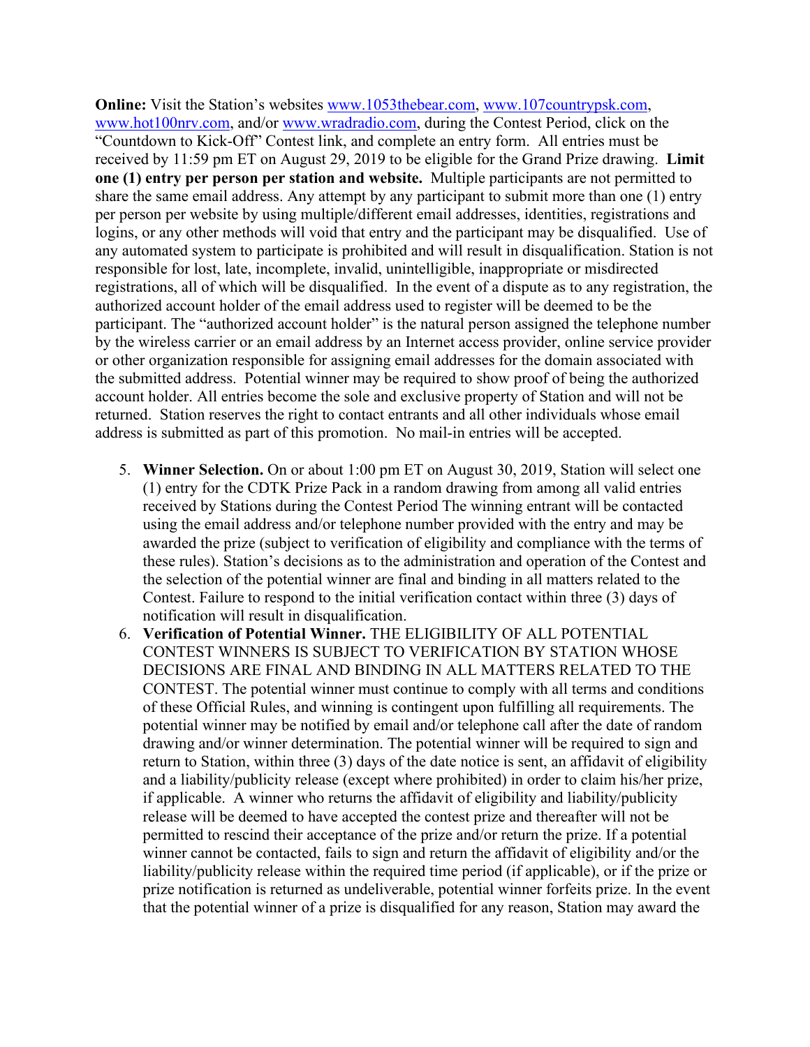**Online:** Visit the Station's websites www.1053thebear.com, www.107countrypsk.com, www.hot100nrv.com, and/or www.wradradio.com, during the Contest Period, click on the "Countdown to Kick-Off" Contest link, and complete an entry form. All entries must be received by 11:59 pm ET on August 29, 2019 to be eligible for the Grand Prize drawing. **Limit one (1) entry per person per station and website.** Multiple participants are not permitted to share the same email address. Any attempt by any participant to submit more than one (1) entry per person per website by using multiple/different email addresses, identities, registrations and logins, or any other methods will void that entry and the participant may be disqualified. Use of any automated system to participate is prohibited and will result in disqualification. Station is not responsible for lost, late, incomplete, invalid, unintelligible, inappropriate or misdirected registrations, all of which will be disqualified. In the event of a dispute as to any registration, the authorized account holder of the email address used to register will be deemed to be the participant. The "authorized account holder" is the natural person assigned the telephone number by the wireless carrier or an email address by an Internet access provider, online service provider or other organization responsible for assigning email addresses for the domain associated with the submitted address. Potential winner may be required to show proof of being the authorized account holder. All entries become the sole and exclusive property of Station and will not be returned. Station reserves the right to contact entrants and all other individuals whose email address is submitted as part of this promotion. No mail-in entries will be accepted.

5. **Winner Selection.** On or about 1:00 pm ET on August 30, 2019, Station will select one (1) entry for the CDTK Prize Pack in a random drawing from among all valid entries received by Stations during the Contest Period The winning entrant will be contacted using the email address and/or telephone number provided with the entry and may be awarded the prize (subject to verification of eligibility and compliance with the terms of these rules). Station's decisions as to the administration and operation of the Contest and the selection of the potential winner are final and binding in all matters related to the Contest. Failure to respond to the initial verification contact within three (3) days of notification will result in disqualification.
6. **Verification of Potential Winner.** THE ELIGIBILITY OF ALL POTENTIAL CONTEST WINNERS IS SUBJECT TO VERIFICATION BY STATION WHOSE DECISIONS ARE FINAL AND BINDING IN ALL MATTERS RELATED TO THE CONTEST. The potential winner must continue to comply with all terms and conditions of these Official Rules, and winning is contingent upon fulfilling all requirements. The potential winner may be notified by email and/or telephone call after the date of random drawing and/or winner determination. The potential winner will be required to sign and return to Station, within three (3) days of the date notice is sent, an affidavit of eligibility and a liability/publicity release (except where prohibited) in order to claim his/her prize, if applicable. A winner who returns the affidavit of eligibility and liability/publicity release will be deemed to have accepted the contest prize and thereafter will not be permitted to rescind their acceptance of the prize and/or return the prize. If a potential winner cannot be contacted, fails to sign and return the affidavit of eligibility and/or the liability/publicity release within the required time period (if applicable), or if the prize or prize notification is returned as undeliverable, potential winner forfeits prize. In the event that the potential winner of a prize is disqualified for any reason, Station may award the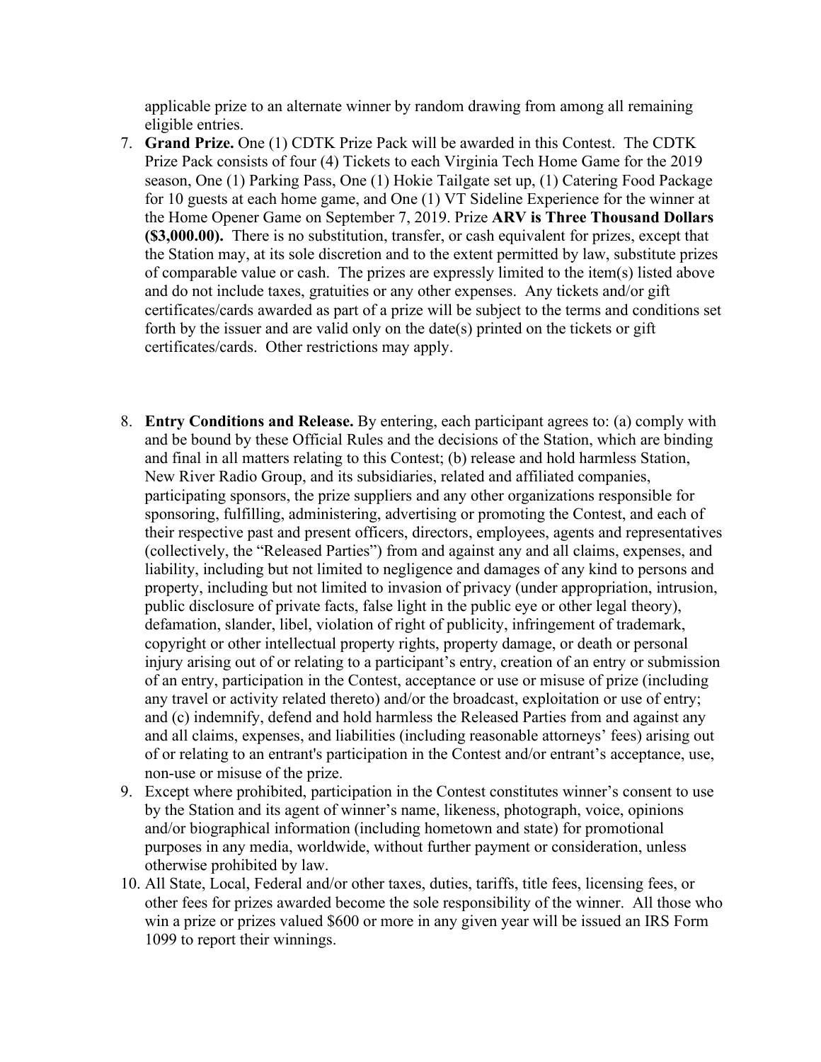applicable prize to an alternate winner by random drawing from among all remaining eligible entries.

7. **Grand Prize.** One (1) CDTK Prize Pack will be awarded in this Contest. The CDTK Prize Pack consists of four (4) Tickets to each Virginia Tech Home Game for the 2019 season, One (1) Parking Pass, One (1) Hokie Tailgate set up, (1) Catering Food Package for 10 guests at each home game, and One (1) VT Sideline Experience for the winner at the Home Opener Game on September 7, 2019. Prize **ARV is Three Thousand Dollars ($3,000.00).** There is no substitution, transfer, or cash equivalent for prizes, except that the Station may, at its sole discretion and to the extent permitted by law, substitute prizes of comparable value or cash. The prizes are expressly limited to the item(s) listed above and do not include taxes, gratuities or any other expenses. Any tickets and/or gift certificates/cards awarded as part of a prize will be subject to the terms and conditions set forth by the issuer and are valid only on the date(s) printed on the tickets or gift certificates/cards. Other restrictions may apply.

8. **Entry Conditions and Release.** By entering, each participant agrees to: (a) comply with and be bound by these Official Rules and the decisions of the Station, which are binding and final in all matters relating to this Contest; (b) release and hold harmless Station, New River Radio Group, and its subsidiaries, related and affiliated companies, participating sponsors, the prize suppliers and any other organizations responsible for sponsoring, fulfilling, administering, advertising or promoting the Contest, and each of their respective past and present officers, directors, employees, agents and representatives (collectively, the "Released Parties") from and against any and all claims, expenses, and liability, including but not limited to negligence and damages of any kind to persons and property, including but not limited to invasion of privacy (under appropriation, intrusion, public disclosure of private facts, false light in the public eye or other legal theory), defamation, slander, libel, violation of right of publicity, infringement of trademark, copyright or other intellectual property rights, property damage, or death or personal injury arising out of or relating to a participant's entry, creation of an entry or submission of an entry, participation in the Contest, acceptance or use or misuse of prize (including any travel or activity related thereto) and/or the broadcast, exploitation or use of entry; and (c) indemnify, defend and hold harmless the Released Parties from and against any and all claims, expenses, and liabilities (including reasonable attorneys' fees) arising out of or relating to an entrant's participation in the Contest and/or entrant's acceptance, use, non-use or misuse of the prize.

9. Except where prohibited, participation in the Contest constitutes winner's consent to use by the Station and its agent of winner's name, likeness, photograph, voice, opinions and/or biographical information (including hometown and state) for promotional purposes in any media, worldwide, without further payment or consideration, unless otherwise prohibited by law.

10. All State, Local, Federal and/or other taxes, duties, tariffs, title fees, licensing fees, or other fees for prizes awarded become the sole responsibility of the winner. All those who win a prize or prizes valued $600 or more in any given year will be issued an IRS Form 1099 to report their winnings.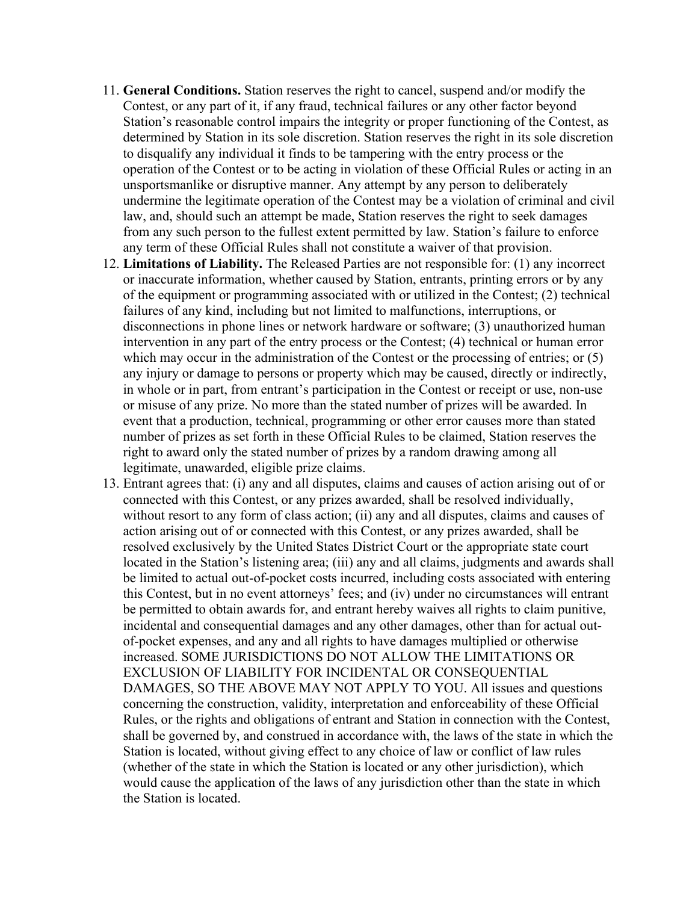11. **General Conditions.** Station reserves the right to cancel, suspend and/or modify the Contest, or any part of it, if any fraud, technical failures or any other factor beyond Station's reasonable control impairs the integrity or proper functioning of the Contest, as determined by Station in its sole discretion. Station reserves the right in its sole discretion to disqualify any individual it finds to be tampering with the entry process or the operation of the Contest or to be acting in violation of these Official Rules or acting in an unsportsmanlike or disruptive manner. Any attempt by any person to deliberately undermine the legitimate operation of the Contest may be a violation of criminal and civil law, and, should such an attempt be made, Station reserves the right to seek damages from any such person to the fullest extent permitted by law. Station's failure to enforce any term of these Official Rules shall not constitute a waiver of that provision.
12. **Limitations of Liability.** The Released Parties are not responsible for: (1) any incorrect or inaccurate information, whether caused by Station, entrants, printing errors or by any of the equipment or programming associated with or utilized in the Contest; (2) technical failures of any kind, including but not limited to malfunctions, interruptions, or disconnections in phone lines or network hardware or software; (3) unauthorized human intervention in any part of the entry process or the Contest; (4) technical or human error which may occur in the administration of the Contest or the processing of entries; or (5) any injury or damage to persons or property which may be caused, directly or indirectly, in whole or in part, from entrant's participation in the Contest or receipt or use, non-use or misuse of any prize. No more than the stated number of prizes will be awarded. In event that a production, technical, programming or other error causes more than stated number of prizes as set forth in these Official Rules to be claimed, Station reserves the right to award only the stated number of prizes by a random drawing among all legitimate, unawarded, eligible prize claims.
13. Entrant agrees that: (i) any and all disputes, claims and causes of action arising out of or connected with this Contest, or any prizes awarded, shall be resolved individually, without resort to any form of class action; (ii) any and all disputes, claims and causes of action arising out of or connected with this Contest, or any prizes awarded, shall be resolved exclusively by the United States District Court or the appropriate state court located in the Station's listening area; (iii) any and all claims, judgments and awards shall be limited to actual out-of-pocket costs incurred, including costs associated with entering this Contest, but in no event attorneys' fees; and (iv) under no circumstances will entrant be permitted to obtain awards for, and entrant hereby waives all rights to claim punitive, incidental and consequential damages and any other damages, other than for actual out-of-pocket expenses, and any and all rights to have damages multiplied or otherwise increased. SOME JURISDICTIONS DO NOT ALLOW THE LIMITATIONS OR EXCLUSION OF LIABILITY FOR INCIDENTAL OR CONSEQUENTIAL DAMAGES, SO THE ABOVE MAY NOT APPLY TO YOU. All issues and questions concerning the construction, validity, interpretation and enforceability of these Official Rules, or the rights and obligations of entrant and Station in connection with the Contest, shall be governed by, and construed in accordance with, the laws of the state in which the Station is located, without giving effect to any choice of law or conflict of law rules (whether of the state in which the Station is located or any other jurisdiction), which would cause the application of the laws of any jurisdiction other than the state in which the Station is located.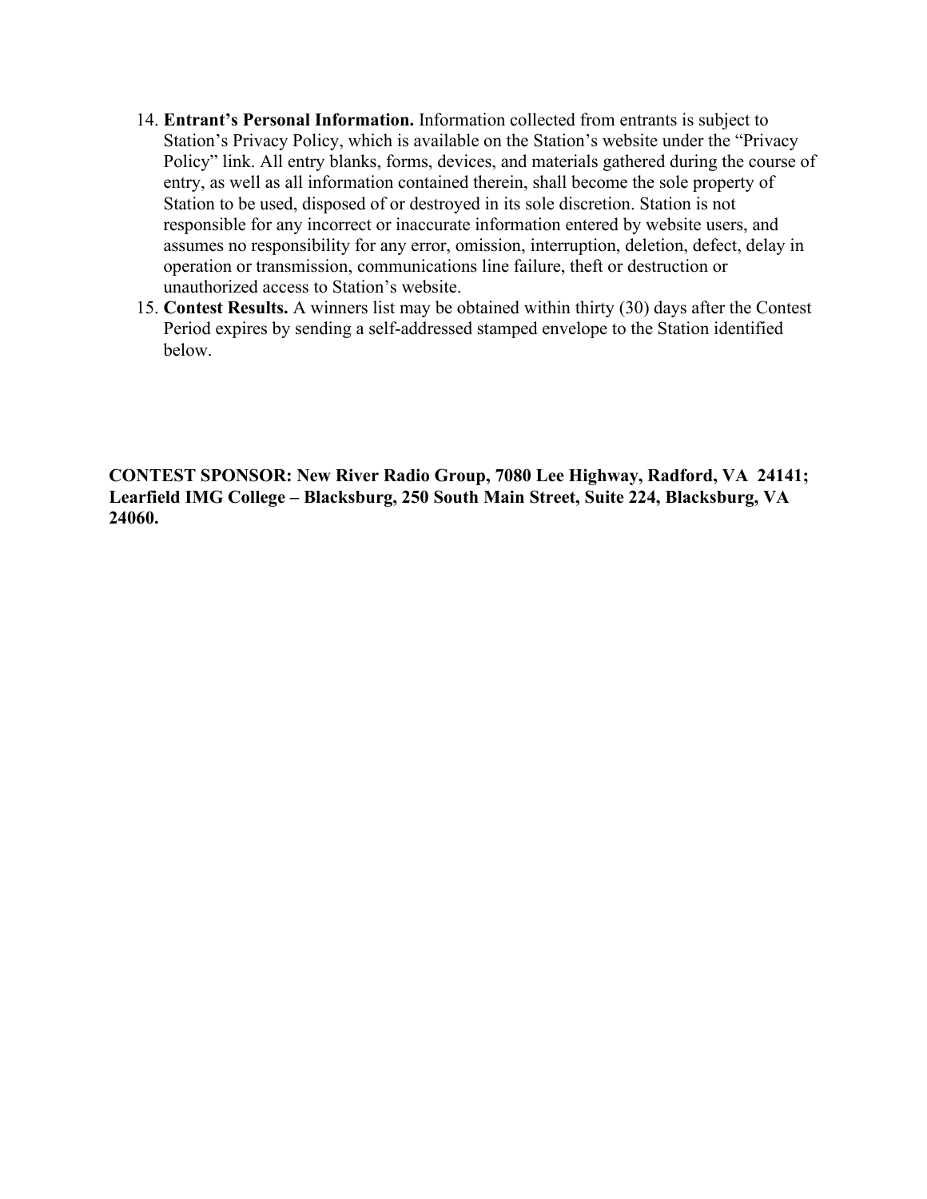14. **Entrant's Personal Information.** Information collected from entrants is subject to Station's Privacy Policy, which is available on the Station's website under the "Privacy Policy" link. All entry blanks, forms, devices, and materials gathered during the course of entry, as well as all information contained therein, shall become the sole property of Station to be used, disposed of or destroyed in its sole discretion. Station is not responsible for any incorrect or inaccurate information entered by website users, and assumes no responsibility for any error, omission, interruption, deletion, defect, delay in operation or transmission, communications line failure, theft or destruction or unauthorized access to Station's website.
15. **Contest Results.** A winners list may be obtained within thirty (30) days after the Contest Period expires by sending a self-addressed stamped envelope to the Station identified below.

**CONTEST SPONSOR: New River Radio Group, 7080 Lee Highway, Radford, VA 24141; Learfield IMG College – Blacksburg, 250 South Main Street, Suite 224, Blacksburg, VA 24060.**